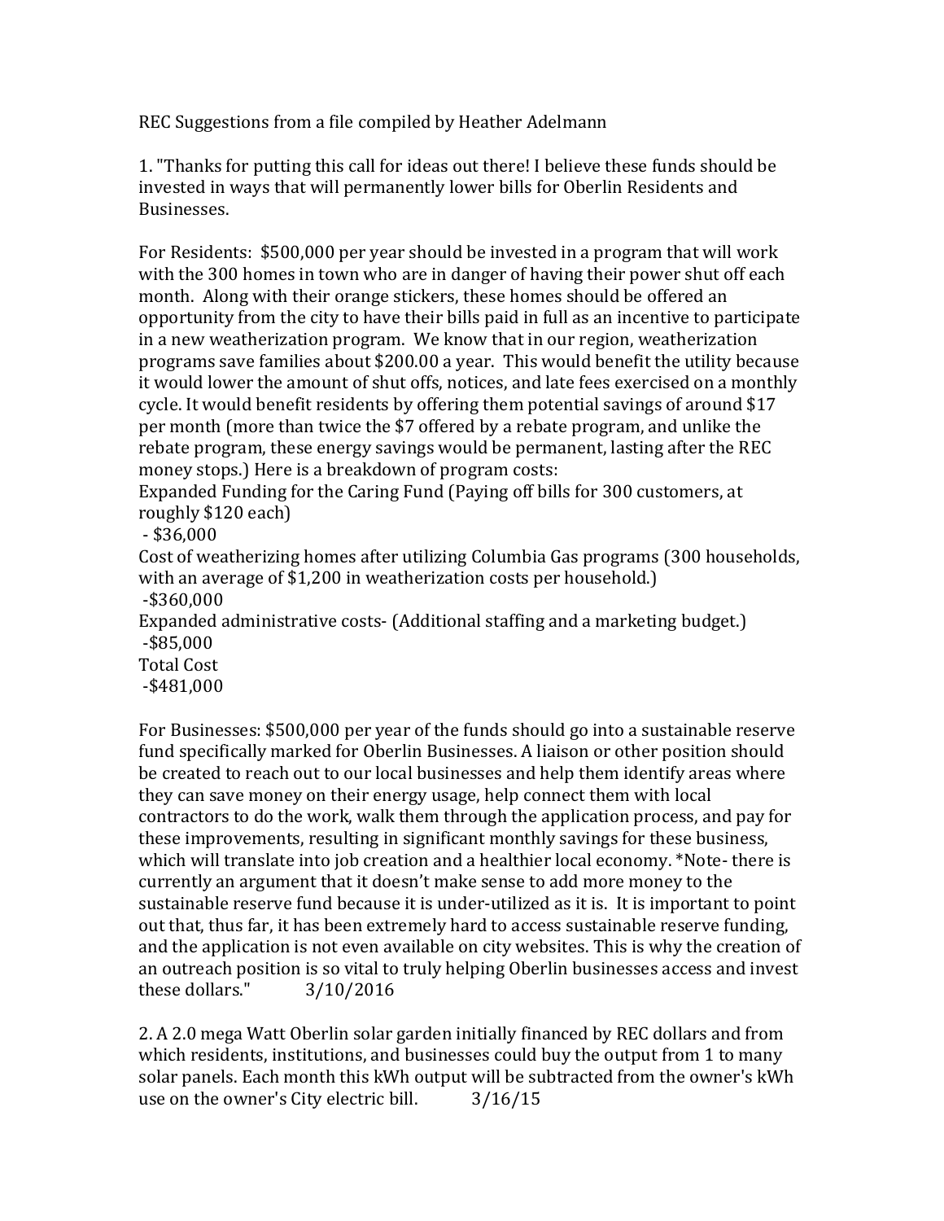REC Suggestions from a file compiled by Heather Adelmann

1. "Thanks for putting this call for ideas out there! I believe these funds should be invested in ways that will permanently lower bills for Oberlin Residents and Businesses.

For Residents: $500,000 per year should be invested in a program that will work with the 300 homes in town who are in danger of having their power shut off each month. Along with their orange stickers, these homes should be offered an opportunity from the city to have their bills paid in full as an incentive to participate in a new weatherization program. We know that in our region, weatherization programs save families about $200.00 a year. This would benefit the utility because it would lower the amount of shut offs, notices, and late fees exercised on a monthly cycle. It would benefit residents by offering them potential savings of around $17 per month (more than twice the $7 offered by a rebate program, and unlike the rebate program, these energy savings would be permanent, lasting after the REC money stops.) Here is a breakdown of program costs:

Expanded Funding for the Caring Fund (Paying off bills for 300 customers, at roughly $120 each)
 - $36,000

Cost of weatherizing homes after utilizing Columbia Gas programs (300 households, with an average of $1,200 in weatherization costs per household.)
 -$360,000

Expanded administrative costs- (Additional staffing and a marketing budget.)
 -$85,000

Total Cost
 -$481,000

For Businesses: $500,000 per year of the funds should go into a sustainable reserve fund specifically marked for Oberlin Businesses. A liaison or other position should be created to reach out to our local businesses and help them identify areas where they can save money on their energy usage, help connect them with local contractors to do the work, walk them through the application process, and pay for these improvements, resulting in significant monthly savings for these business, which will translate into job creation and a healthier local economy. *Note- there is currently an argument that it doesn't make sense to add more money to the sustainable reserve fund because it is under-utilized as it is. It is important to point out that, thus far, it has been extremely hard to access sustainable reserve funding, and the application is not even available on city websites. This is why the creation of an outreach position is so vital to truly helping Oberlin businesses access and invest these dollars." 3/10/2016

2. A 2.0 mega Watt Oberlin solar garden initially financed by REC dollars and from which residents, institutions, and businesses could buy the output from 1 to many solar panels. Each month this kWh output will be subtracted from the owner's kWh use on the owner's City electric bill. 3/16/15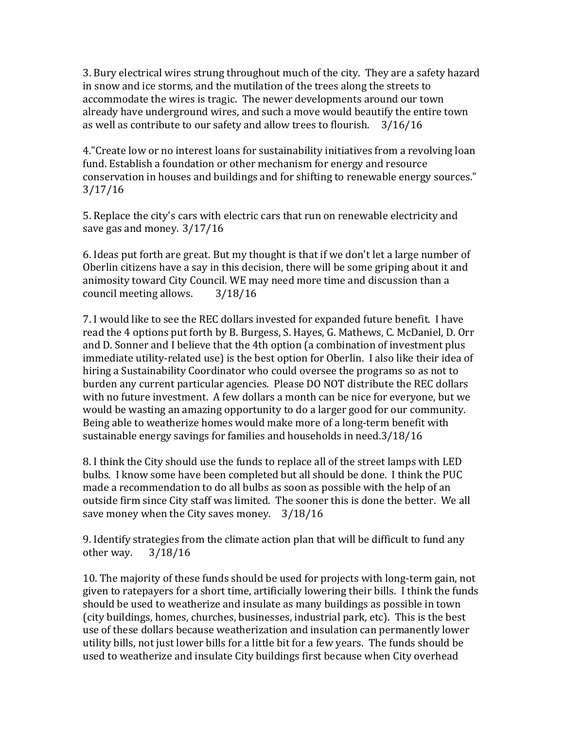3. Bury electrical wires strung throughout much of the city. They are a safety hazard in snow and ice storms, and the mutilation of the trees along the streets to accommodate the wires is tragic. The newer developments around our town already have underground wires, and such a move would beautify the entire town as well as contribute to our safety and allow trees to flourish. 3/16/16

4."Create low or no interest loans for sustainability initiatives from a revolving loan fund. Establish a foundation or other mechanism for energy and resource conservation in houses and buildings and for shifting to renewable energy sources." 3/17/16

5. Replace the city's cars with electric cars that run on renewable electricity and save gas and money. 3/17/16

6. Ideas put forth are great. But my thought is that if we don't let a large number of Oberlin citizens have a say in this decision, there will be some griping about it and animosity toward City Council. WE may need more time and discussion than a council meeting allows. 3/18/16

7. I would like to see the REC dollars invested for expanded future benefit. I have read the 4 options put forth by B. Burgess, S. Hayes, G. Mathews, C. McDaniel, D. Orr and D. Sonner and I believe that the 4th option (a combination of investment plus immediate utility-related use) is the best option for Oberlin. I also like their idea of hiring a Sustainability Coordinator who could oversee the programs so as not to burden any current particular agencies. Please DO NOT distribute the REC dollars with no future investment. A few dollars a month can be nice for everyone, but we would be wasting an amazing opportunity to do a larger good for our community. Being able to weatherize homes would make more of a long-term benefit with sustainable energy savings for families and households in need.3/18/16

8. I think the City should use the funds to replace all of the street lamps with LED bulbs. I know some have been completed but all should be done. I think the PUC made a recommendation to do all bulbs as soon as possible with the help of an outside firm since City staff was limited. The sooner this is done the better. We all save money when the City saves money. 3/18/16

9. Identify strategies from the climate action plan that will be difficult to fund any other way. 3/18/16

10. The majority of these funds should be used for projects with long-term gain, not given to ratepayers for a short time, artificially lowering their bills. I think the funds should be used to weatherize and insulate as many buildings as possible in town (city buildings, homes, churches, businesses, industrial park, etc). This is the best use of these dollars because weatherization and insulation can permanently lower utility bills, not just lower bills for a little bit for a few years. The funds should be used to weatherize and insulate City buildings first because when City overhead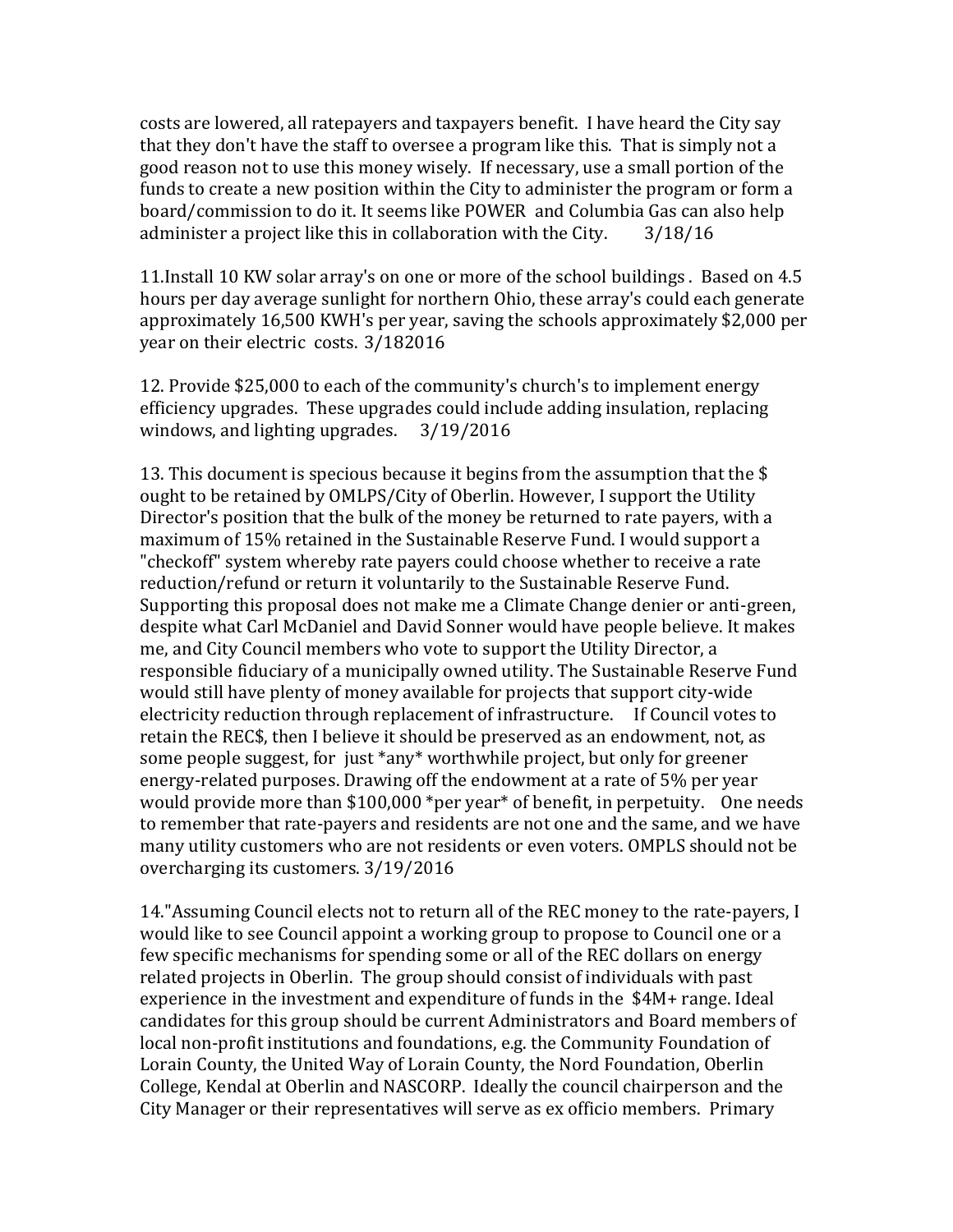costs are lowered, all ratepayers and taxpayers benefit. I have heard the City say that they don't have the staff to oversee a program like this. That is simply not a good reason not to use this money wisely. If necessary, use a small portion of the funds to create a new position within the City to administer the program or form a board/commission to do it. It seems like POWER and Columbia Gas can also help administer a project like this in collaboration with the City. 3/18/16

11.Install 10 KW solar array's on one or more of the school buildings . Based on 4.5 hours per day average sunlight for northern Ohio, these array's could each generate approximately 16,500 KWH's per year, saving the schools approximately $2,000 per year on their electric costs. 3/182016

12. Provide $25,000 to each of the community's church's to implement energy efficiency upgrades. These upgrades could include adding insulation, replacing windows, and lighting upgrades. 3/19/2016

13. This document is specious because it begins from the assumption that the $ ought to be retained by OMLPS/City of Oberlin. However, I support the Utility Director's position that the bulk of the money be returned to rate payers, with a maximum of 15% retained in the Sustainable Reserve Fund. I would support a "checkoff" system whereby rate payers could choose whether to receive a rate reduction/refund or return it voluntarily to the Sustainable Reserve Fund. Supporting this proposal does not make me a Climate Change denier or anti-green, despite what Carl McDaniel and David Sonner would have people believe. It makes me, and City Council members who vote to support the Utility Director, a responsible fiduciary of a municipally owned utility. The Sustainable Reserve Fund would still have plenty of money available for projects that support city-wide electricity reduction through replacement of infrastructure. If Council votes to retain the REC$, then I believe it should be preserved as an endowment, not, as some people suggest, for just *any* worthwhile project, but only for greener energy-related purposes. Drawing off the endowment at a rate of 5% per year would provide more than $100,000 *per year* of benefit, in perpetuity. One needs to remember that rate-payers and residents are not one and the same, and we have many utility customers who are not residents or even voters. OMPLS should not be overcharging its customers. 3/19/2016

14."Assuming Council elects not to return all of the REC money to the rate-payers, I would like to see Council appoint a working group to propose to Council one or a few specific mechanisms for spending some or all of the REC dollars on energy related projects in Oberlin. The group should consist of individuals with past experience in the investment and expenditure of funds in the $4M+ range. Ideal candidates for this group should be current Administrators and Board members of local non-profit institutions and foundations, e.g. the Community Foundation of Lorain County, the United Way of Lorain County, the Nord Foundation, Oberlin College, Kendal at Oberlin and NASCORP. Ideally the council chairperson and the City Manager or their representatives will serve as ex officio members. Primary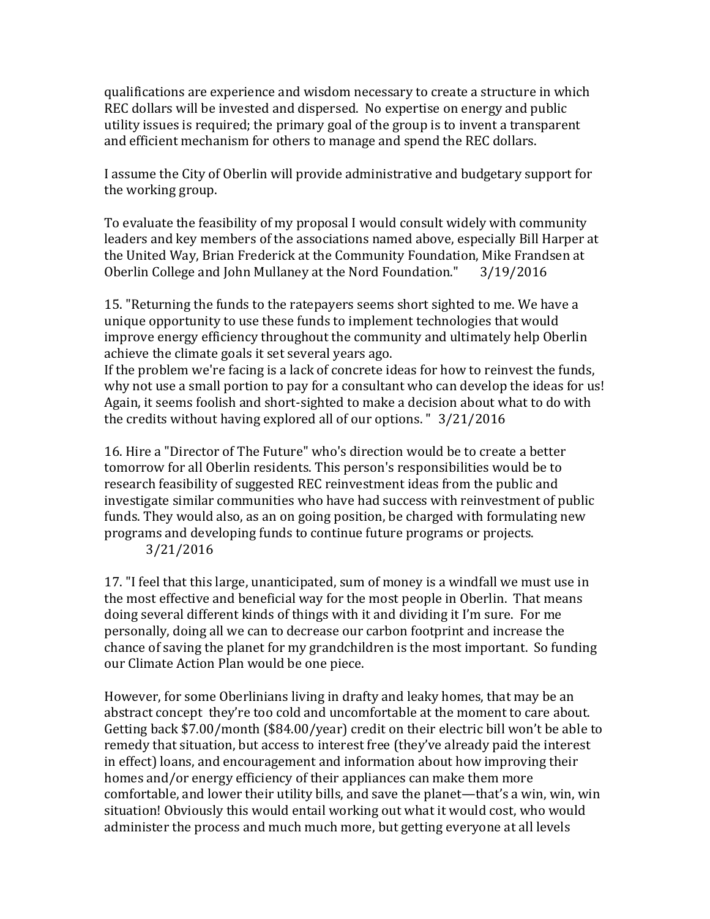qualifications are experience and wisdom necessary to create a structure in which REC dollars will be invested and dispersed. No expertise on energy and public utility issues is required; the primary goal of the group is to invent a transparent and efficient mechanism for others to manage and spend the REC dollars.

I assume the City of Oberlin will provide administrative and budgetary support for the working group.

To evaluate the feasibility of my proposal I would consult widely with community leaders and key members of the associations named above, especially Bill Harper at the United Way, Brian Frederick at the Community Foundation, Mike Frandsen at Oberlin College and John Mullaney at the Nord Foundation." 3/19/2016

15. "Returning the funds to the ratepayers seems short sighted to me. We have a unique opportunity to use these funds to implement technologies that would improve energy efficiency throughout the community and ultimately help Oberlin achieve the climate goals it set several years ago.
If the problem we're facing is a lack of concrete ideas for how to reinvest the funds, why not use a small portion to pay for a consultant who can develop the ideas for us! Again, it seems foolish and short-sighted to make a decision about what to do with the credits without having explored all of our options. " 3/21/2016

16. Hire a "Director of The Future" who's direction would be to create a better tomorrow for all Oberlin residents. This person's responsibilities would be to research feasibility of suggested REC reinvestment ideas from the public and investigate similar communities who have had success with reinvestment of public funds. They would also, as an on going position, be charged with formulating new programs and developing funds to continue future programs or projects.
3/21/2016

17. "I feel that this large, unanticipated, sum of money is a windfall we must use in the most effective and beneficial way for the most people in Oberlin. That means doing several different kinds of things with it and dividing it I'm sure. For me personally, doing all we can to decrease our carbon footprint and increase the chance of saving the planet for my grandchildren is the most important. So funding our Climate Action Plan would be one piece.

However, for some Oberlinians living in drafty and leaky homes, that may be an abstract concept they're too cold and uncomfortable at the moment to care about. Getting back $7.00/month ($84.00/year) credit on their electric bill won't be able to remedy that situation, but access to interest free (they've already paid the interest in effect) loans, and encouragement and information about how improving their homes and/or energy efficiency of their appliances can make them more comfortable, and lower their utility bills, and save the planet—that's a win, win, win situation! Obviously this would entail working out what it would cost, who would administer the process and much much more, but getting everyone at all levels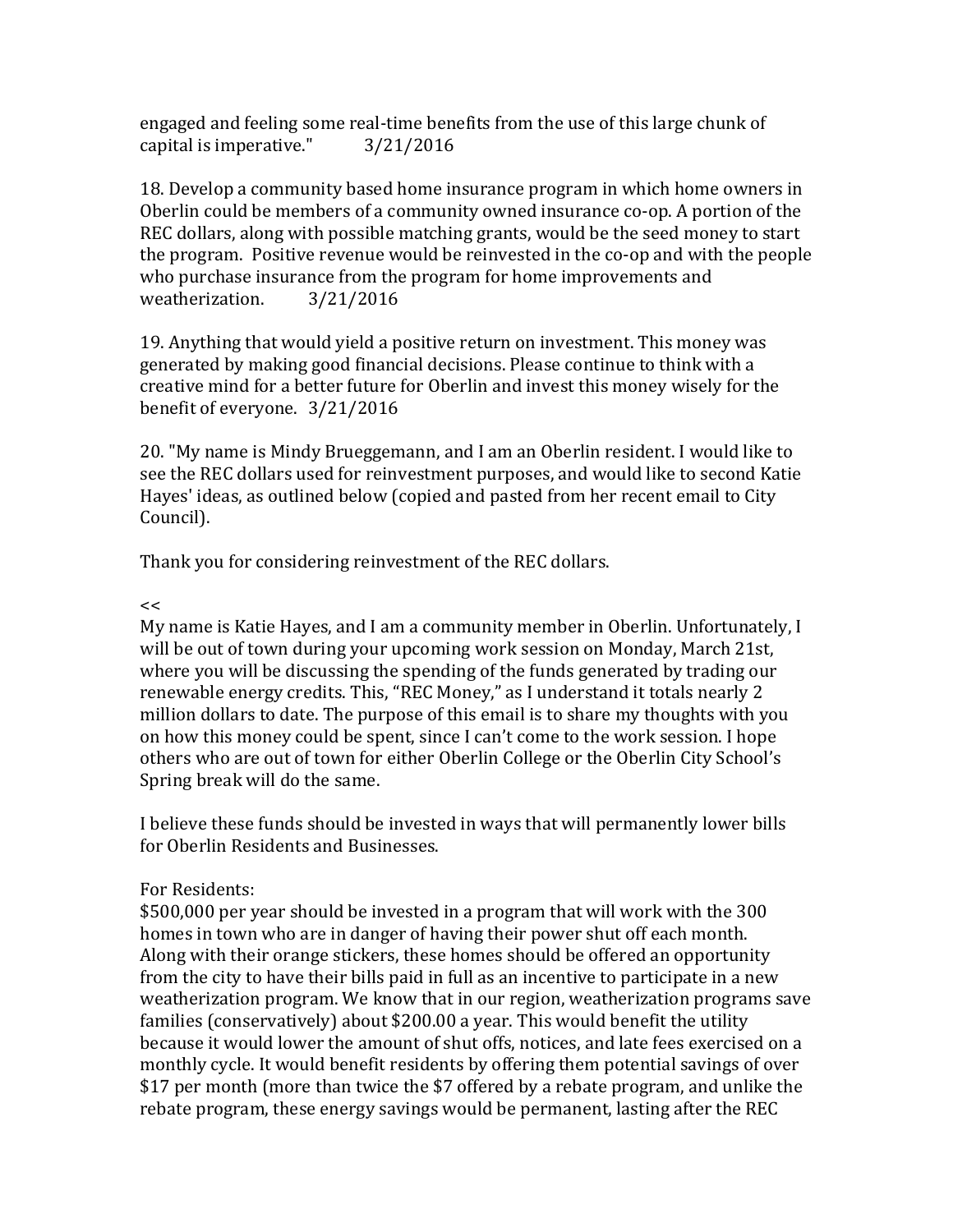engaged and feeling some real-time benefits from the use of this large chunk of capital is imperative." 3/21/2016

18. Develop a community based home insurance program in which home owners in Oberlin could be members of a community owned insurance co-op. A portion of the REC dollars, along with possible matching grants, would be the seed money to start the program. Positive revenue would be reinvested in the co-op and with the people who purchase insurance from the program for home improvements and weatherization. 3/21/2016

19. Anything that would yield a positive return on investment. This money was generated by making good financial decisions. Please continue to think with a creative mind for a better future for Oberlin and invest this money wisely for the benefit of everyone. 3/21/2016

20. "My name is Mindy Brueggemann, and I am an Oberlin resident. I would like to see the REC dollars used for reinvestment purposes, and would like to second Katie Hayes' ideas, as outlined below (copied and pasted from her recent email to City Council).

Thank you for considering reinvestment of the REC dollars.

<<
My name is Katie Hayes, and I am a community member in Oberlin. Unfortunately, I will be out of town during your upcoming work session on Monday, March 21st, where you will be discussing the spending of the funds generated by trading our renewable energy credits. This, "REC Money," as I understand it totals nearly 2 million dollars to date. The purpose of this email is to share my thoughts with you on how this money could be spent, since I can't come to the work session. I hope others who are out of town for either Oberlin College or the Oberlin City School's Spring break will do the same.

I believe these funds should be invested in ways that will permanently lower bills for Oberlin Residents and Businesses.

For Residents:
$500,000 per year should be invested in a program that will work with the 300 homes in town who are in danger of having their power shut off each month. Along with their orange stickers, these homes should be offered an opportunity from the city to have their bills paid in full as an incentive to participate in a new weatherization program. We know that in our region, weatherization programs save families (conservatively) about $200.00 a year. This would benefit the utility because it would lower the amount of shut offs, notices, and late fees exercised on a monthly cycle. It would benefit residents by offering them potential savings of over $17 per month (more than twice the $7 offered by a rebate program, and unlike the rebate program, these energy savings would be permanent, lasting after the REC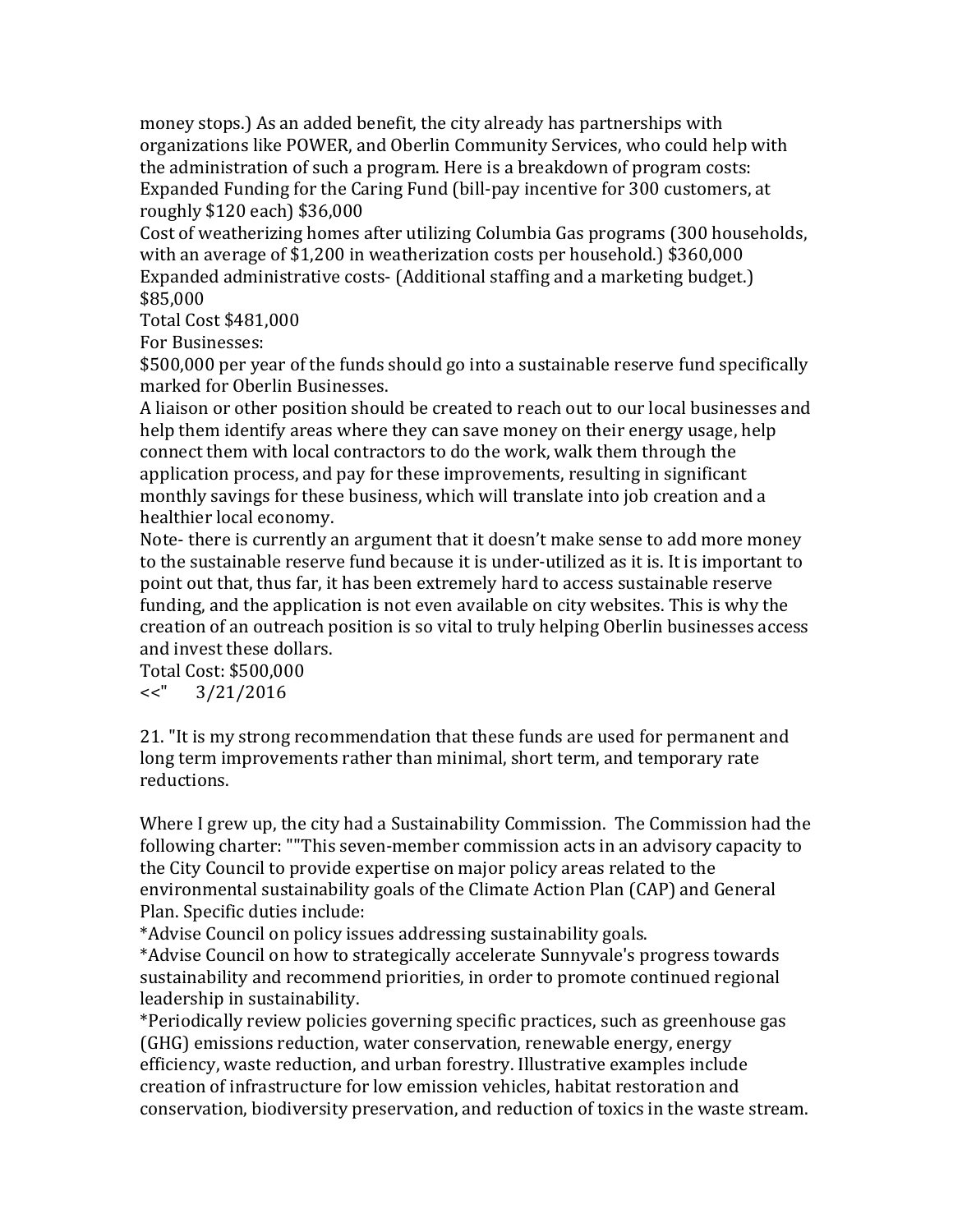money stops.) As an added benefit, the city already has partnerships with organizations like POWER, and Oberlin Community Services, who could help with the administration of such a program. Here is a breakdown of program costs:
Expanded Funding for the Caring Fund (bill-pay incentive for 300 customers, at roughly $120 each) $36,000
Cost of weatherizing homes after utilizing Columbia Gas programs (300 households, with an average of $1,200 in weatherization costs per household.) $360,000
Expanded administrative costs- (Additional staffing and a marketing budget.) $85,000
Total Cost $481,000
For Businesses:
$500,000 per year of the funds should go into a sustainable reserve fund specifically marked for Oberlin Businesses.
A liaison or other position should be created to reach out to our local businesses and help them identify areas where they can save money on their energy usage, help connect them with local contractors to do the work, walk them through the application process, and pay for these improvements, resulting in significant monthly savings for these business, which will translate into job creation and a healthier local economy.
Note- there is currently an argument that it doesn't make sense to add more money to the sustainable reserve fund because it is under-utilized as it is. It is important to point out that, thus far, it has been extremely hard to access sustainable reserve funding, and the application is not even available on city websites. This is why the creation of an outreach position is so vital to truly helping Oberlin businesses access and invest these dollars.
Total Cost: $500,000
<<"    3/21/2016

21. "It is my strong recommendation that these funds are used for permanent and long term improvements rather than minimal, short term, and temporary rate reductions.

Where I grew up, the city had a Sustainability Commission. The Commission had the following charter: ""This seven-member commission acts in an advisory capacity to the City Council to provide expertise on major policy areas related to the environmental sustainability goals of the Climate Action Plan (CAP) and General Plan. Specific duties include:
*Advise Council on policy issues addressing sustainability goals.
*Advise Council on how to strategically accelerate Sunnyvale's progress towards sustainability and recommend priorities, in order to promote continued regional leadership in sustainability.
*Periodically review policies governing specific practices, such as greenhouse gas (GHG) emissions reduction, water conservation, renewable energy, energy efficiency, waste reduction, and urban forestry. Illustrative examples include creation of infrastructure for low emission vehicles, habitat restoration and conservation, biodiversity preservation, and reduction of toxics in the waste stream.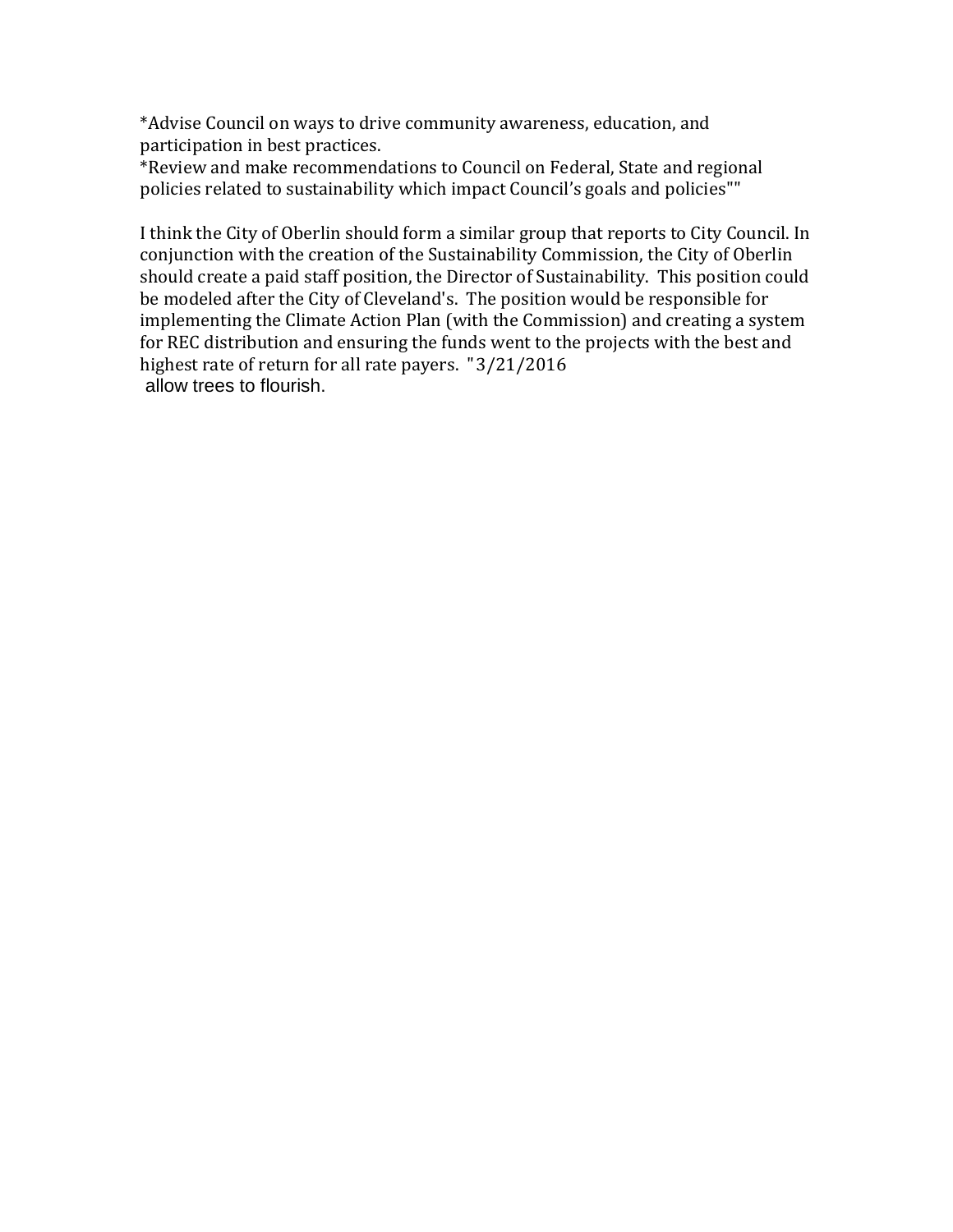*Advise Council on ways to drive community awareness, education, and participation in best practices.
*Review and make recommendations to Council on Federal, State and regional policies related to sustainability which impact Council's goals and policies""

I think the City of Oberlin should form a similar group that reports to City Council. In conjunction with the creation of the Sustainability Commission, the City of Oberlin should create a paid staff position, the Director of Sustainability. This position could be modeled after the City of Cleveland's. The position would be responsible for implementing the Climate Action Plan (with the Commission) and creating a system for REC distribution and ensuring the funds went to the projects with the best and highest rate of return for all rate payers. "3/21/2016
allow trees to flourish.